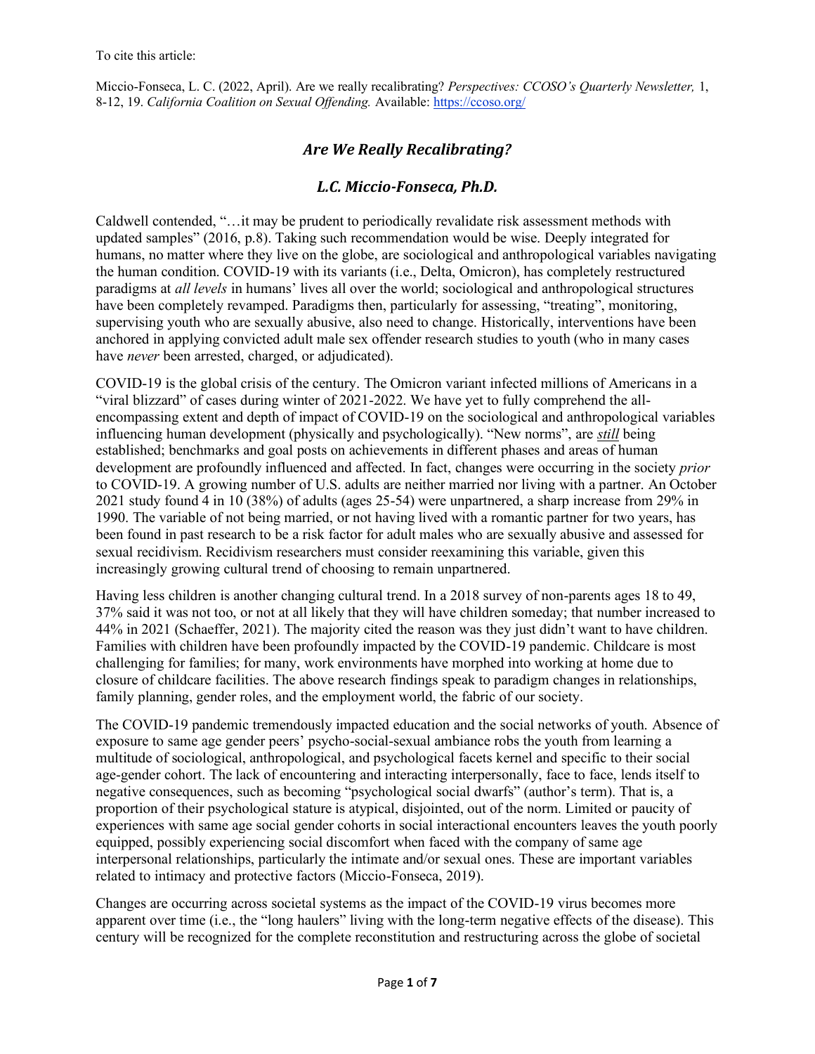To cite this article:

Miccio-Fonseca, L. C. (2022, April). Are we really recalibrating? *Perspectives: CCOSO's Quarterly Newsletter,* 1, 8-12, 19. *California Coalition on Sexual Offending.* Available: https://ccoso.org/

# *Are We Really Recalibrating?*

## *L.C. Miccio-Fonseca, Ph.D.*

Caldwell contended, "…it may be prudent to periodically revalidate risk assessment methods with updated samples" (2016, p.8). Taking such recommendation would be wise. Deeply integrated for humans, no matter where they live on the globe, are sociological and anthropological variables navigating the human condition. COVID-19 with its variants (i.e., Delta, Omicron), has completely restructured paradigms at *all levels* in humans' lives all over the world; sociological and anthropological structures have been completely revamped. Paradigms then, particularly for assessing, "treating", monitoring, supervising youth who are sexually abusive, also need to change. Historically, interventions have been anchored in applying convicted adult male sex offender research studies to youth (who in many cases have *never* been arrested, charged, or adjudicated).

COVID-19 is the global crisis of the century. The Omicron variant infected millions of Americans in a "viral blizzard" of cases during winter of 2021-2022. We have yet to fully comprehend the all-encompassing extent and depth of impact of COVID-19 on the sociological and anthropological variables influencing human development (physically and psychologically). "New norms", are ***still*** being established; benchmarks and goal posts on achievements in different phases and areas of human development are profoundly influenced and affected. In fact, changes were occurring in the society *prior* to COVID-19. A growing number of U.S. adults are neither married nor living with a partner. An October 2021 study found 4 in 10 (38%) of adults (ages 25-54) were unpartnered, a sharp increase from 29% in 1990. The variable of not being married, or not having lived with a romantic partner for two years, has been found in past research to be a risk factor for adult males who are sexually abusive and assessed for sexual recidivism. Recidivism researchers must consider reexamining this variable, given this increasingly growing cultural trend of choosing to remain unpartnered.

Having less children is another changing cultural trend. In a 2018 survey of non-parents ages 18 to 49, 37% said it was not too, or not at all likely that they will have children someday; that number increased to 44% in 2021 (Schaeffer, 2021). The majority cited the reason was they just didn't want to have children. Families with children have been profoundly impacted by the COVID-19 pandemic. Childcare is most challenging for families; for many, work environments have morphed into working at home due to closure of childcare facilities. The above research findings speak to paradigm changes in relationships, family planning, gender roles, and the employment world, the fabric of our society.

The COVID-19 pandemic tremendously impacted education and the social networks of youth. Absence of exposure to same age gender peers' psycho-social-sexual ambiance robs the youth from learning a multitude of sociological, anthropological, and psychological facets kernel and specific to their social age-gender cohort. The lack of encountering and interacting interpersonally, face to face, lends itself to negative consequences, such as becoming "psychological social dwarfs" (author's term). That is, a proportion of their psychological stature is atypical, disjointed, out of the norm. Limited or paucity of experiences with same age social gender cohorts in social interactional encounters leaves the youth poorly equipped, possibly experiencing social discomfort when faced with the company of same age interpersonal relationships, particularly the intimate and/or sexual ones. These are important variables related to intimacy and protective factors (Miccio-Fonseca, 2019).

Changes are occurring across societal systems as the impact of the COVID-19 virus becomes more apparent over time (i.e., the "long haulers" living with the long-term negative effects of the disease). This century will be recognized for the complete reconstitution and restructuring across the globe of societal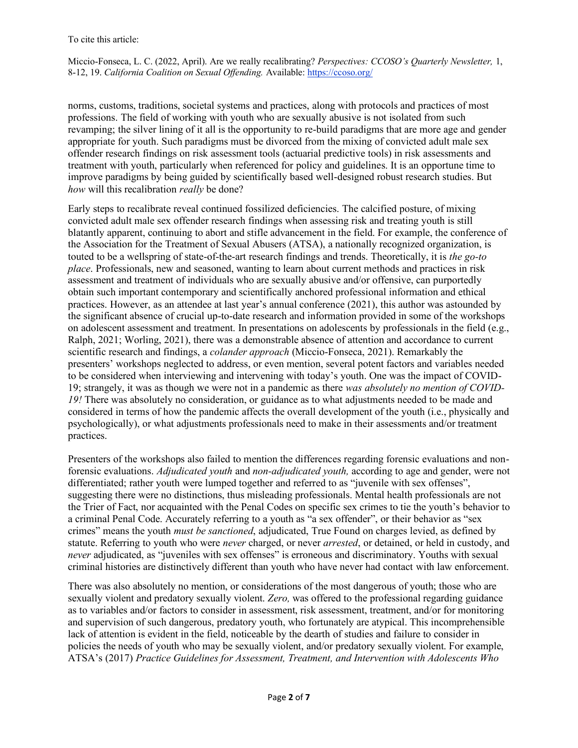To cite this article:

Miccio-Fonseca, L. C. (2022, April). Are we really recalibrating? *Perspectives: CCOSO's Quarterly Newsletter,* 1, 8-12, 19. *California Coalition on Sexual Offending.* Available: https://ccoso.org/

norms, customs, traditions, societal systems and practices, along with protocols and practices of most professions. The field of working with youth who are sexually abusive is not isolated from such revamping; the silver lining of it all is the opportunity to re-build paradigms that are more age and gender appropriate for youth. Such paradigms must be divorced from the mixing of convicted adult male sex offender research findings on risk assessment tools (actuarial predictive tools) in risk assessments and treatment with youth, particularly when referenced for policy and guidelines. It is an opportune time to improve paradigms by being guided by scientifically based well-designed robust research studies. But *how* will this recalibration *really* be done?

Early steps to recalibrate reveal continued fossilized deficiencies. The calcified posture, of mixing convicted adult male sex offender research findings when assessing risk and treating youth is still blatantly apparent, continuing to abort and stifle advancement in the field. For example, the conference of the Association for the Treatment of Sexual Abusers (ATSA), a nationally recognized organization, is touted to be a wellspring of state-of-the-art research findings and trends. Theoretically, it is *the go-to place*. Professionals, new and seasoned, wanting to learn about current methods and practices in risk assessment and treatment of individuals who are sexually abusive and/or offensive, can purportedly obtain such important contemporary and scientifically anchored professional information and ethical practices. However, as an attendee at last year's annual conference (2021), this author was astounded by the significant absence of crucial up-to-date research and information provided in some of the workshops on adolescent assessment and treatment. In presentations on adolescents by professionals in the field (e.g., Ralph, 2021; Worling, 2021), there was a demonstrable absence of attention and accordance to current scientific research and findings, a *colander approach* (Miccio-Fonseca, 2021). Remarkably the presenters' workshops neglected to address, or even mention, several potent factors and variables needed to be considered when interviewing and intervening with today's youth. One was the impact of COVID-19; strangely, it was as though we were not in a pandemic as there *was absolutely no mention of COVID-19!* There was absolutely no consideration, or guidance as to what adjustments needed to be made and considered in terms of how the pandemic affects the overall development of the youth (i.e., physically and psychologically), or what adjustments professionals need to make in their assessments and/or treatment practices.

Presenters of the workshops also failed to mention the differences regarding forensic evaluations and non-forensic evaluations. *Adjudicated youth* and *non-adjudicated youth,* according to age and gender, were not differentiated; rather youth were lumped together and referred to as "juvenile with sex offenses", suggesting there were no distinctions, thus misleading professionals. Mental health professionals are not the Trier of Fact, nor acquainted with the Penal Codes on specific sex crimes to tie the youth's behavior to a criminal Penal Code. Accurately referring to a youth as "a sex offender", or their behavior as "sex crimes" means the youth *must be sanctioned*, adjudicated, True Found on charges levied, as defined by statute. Referring to youth who were *never* charged, or never *arrested*, or detained, or held in custody, and *never* adjudicated, as "juveniles with sex offenses" is erroneous and discriminatory. Youths with sexual criminal histories are distinctively different than youth who have never had contact with law enforcement.

There was also absolutely no mention, or considerations of the most dangerous of youth; those who are sexually violent and predatory sexually violent. *Zero,* was offered to the professional regarding guidance as to variables and/or factors to consider in assessment, risk assessment, treatment, and/or for monitoring and supervision of such dangerous, predatory youth, who fortunately are atypical. This incomprehensible lack of attention is evident in the field, noticeable by the dearth of studies and failure to consider in policies the needs of youth who may be sexually violent, and/or predatory sexually violent. For example, ATSA's (2017) *Practice Guidelines for Assessment, Treatment, and Intervention with Adolescents Who*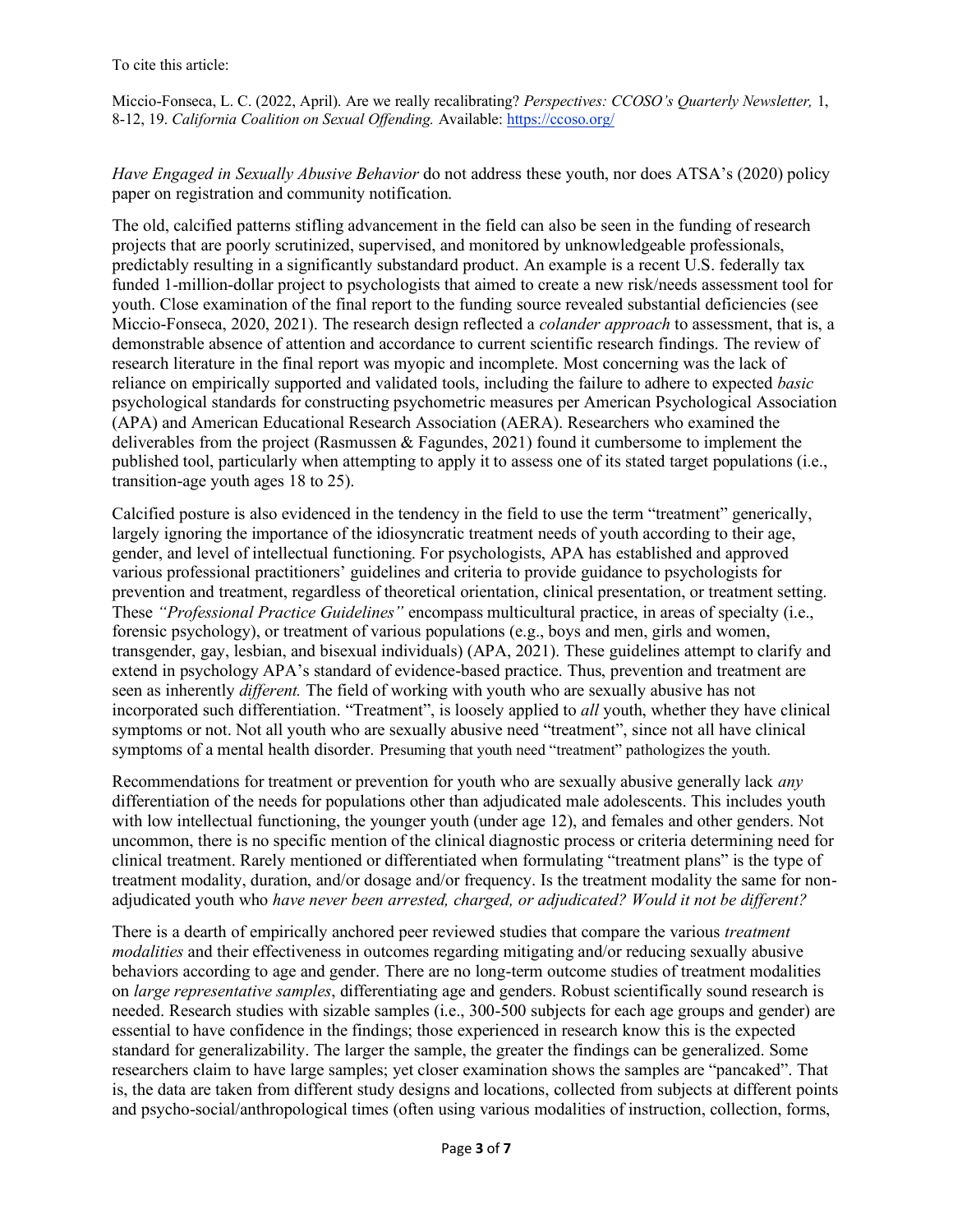*Have Engaged in Sexually Abusive Behavior* do not address these youth, nor does ATSA's (2020) policy paper on registration and community notification.

The old, calcified patterns stifling advancement in the field can also be seen in the funding of research projects that are poorly scrutinized, supervised, and monitored by unknowledgeable professionals, predictably resulting in a significantly substandard product. An example is a recent U.S. federally tax funded 1-million-dollar project to psychologists that aimed to create a new risk/needs assessment tool for youth. Close examination of the final report to the funding source revealed substantial deficiencies (see Miccio-Fonseca, 2020, 2021). The research design reflected a *colander approach* to assessment, that is, a demonstrable absence of attention and accordance to current scientific research findings. The review of research literature in the final report was myopic and incomplete. Most concerning was the lack of reliance on empirically supported and validated tools, including the failure to adhere to expected *basic* psychological standards for constructing psychometric measures per American Psychological Association (APA) and American Educational Research Association (AERA). Researchers who examined the deliverables from the project (Rasmussen & Fagundes, 2021) found it cumbersome to implement the published tool, particularly when attempting to apply it to assess one of its stated target populations (i.e., transition-age youth ages 18 to 25).

Calcified posture is also evidenced in the tendency in the field to use the term "treatment" generically, largely ignoring the importance of the idiosyncratic treatment needs of youth according to their age, gender, and level of intellectual functioning. For psychologists, APA has established and approved various professional practitioners' guidelines and criteria to provide guidance to psychologists for prevention and treatment, regardless of theoretical orientation, clinical presentation, or treatment setting. These *"Professional Practice Guidelines"* encompass multicultural practice, in areas of specialty (i.e., forensic psychology), or treatment of various populations (e.g., boys and men, girls and women, transgender, gay, lesbian, and bisexual individuals) (APA, 2021). These guidelines attempt to clarify and extend in psychology APA's standard of evidence-based practice. Thus, prevention and treatment are seen as inherently *different.* The field of working with youth who are sexually abusive has not incorporated such differentiation. "Treatment", is loosely applied to *all* youth, whether they have clinical symptoms or not. Not all youth who are sexually abusive need "treatment", since not all have clinical symptoms of a mental health disorder. Presuming that youth need "treatment" pathologizes the youth.

Recommendations for treatment or prevention for youth who are sexually abusive generally lack *any* differentiation of the needs for populations other than adjudicated male adolescents. This includes youth with low intellectual functioning, the younger youth (under age 12), and females and other genders. Not uncommon, there is no specific mention of the clinical diagnostic process or criteria determining need for clinical treatment. Rarely mentioned or differentiated when formulating "treatment plans" is the type of treatment modality, duration, and/or dosage and/or frequency. Is the treatment modality the same for non-adjudicated youth who *have never been arrested, charged, or adjudicated? Would it not be different?*

There is a dearth of empirically anchored peer reviewed studies that compare the various *treatment modalities* and their effectiveness in outcomes regarding mitigating and/or reducing sexually abusive behaviors according to age and gender. There are no long-term outcome studies of treatment modalities on *large representative samples*, differentiating age and genders. Robust scientifically sound research is needed. Research studies with sizable samples (i.e., 300-500 subjects for each age groups and gender) are essential to have confidence in the findings; those experienced in research know this is the expected standard for generalizability. The larger the sample, the greater the findings can be generalized. Some researchers claim to have large samples; yet closer examination shows the samples are "pancaked". That is, the data are taken from different study designs and locations, collected from subjects at different points and psycho-social/anthropological times (often using various modalities of instruction, collection, forms,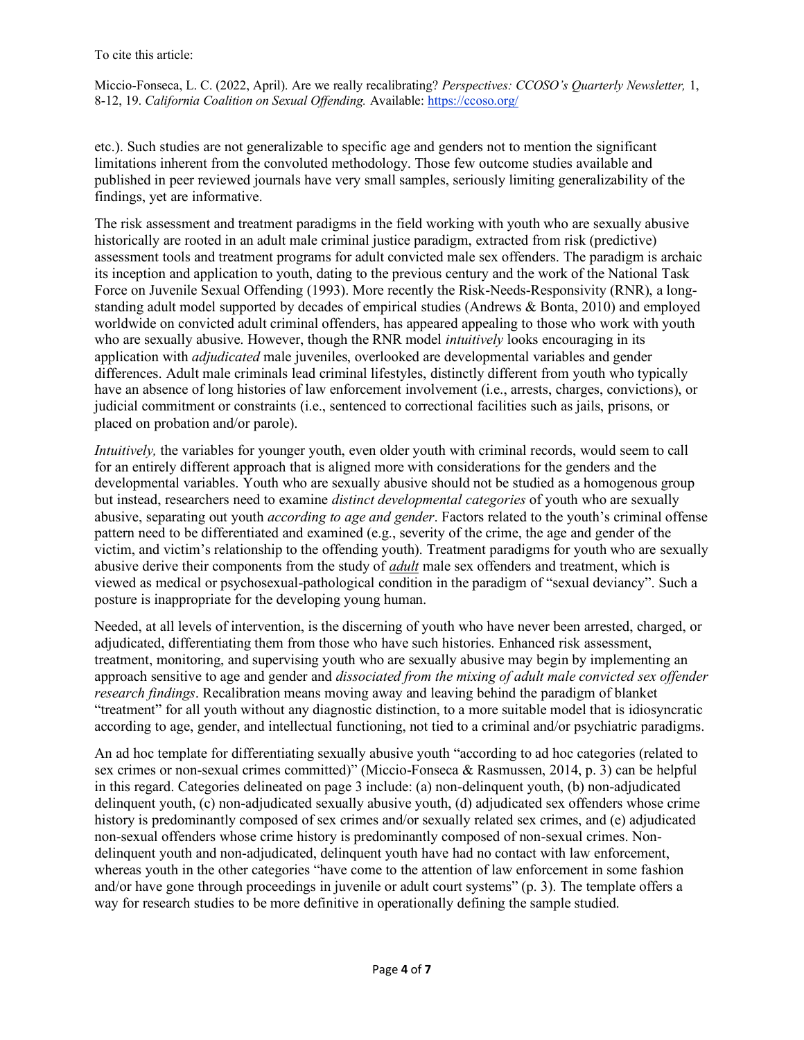etc.). Such studies are not generalizable to specific age and genders not to mention the significant limitations inherent from the convoluted methodology. Those few outcome studies available and published in peer reviewed journals have very small samples, seriously limiting generalizability of the findings, yet are informative.

The risk assessment and treatment paradigms in the field working with youth who are sexually abusive historically are rooted in an adult male criminal justice paradigm, extracted from risk (predictive) assessment tools and treatment programs for adult convicted male sex offenders. The paradigm is archaic its inception and application to youth, dating to the previous century and the work of the National Task Force on Juvenile Sexual Offending (1993). More recently the Risk-Needs-Responsivity (RNR), a long-standing adult model supported by decades of empirical studies (Andrews & Bonta, 2010) and employed worldwide on convicted adult criminal offenders, has appeared appealing to those who work with youth who are sexually abusive. However, though the RNR model *intuitively* looks encouraging in its application with *adjudicated* male juveniles, overlooked are developmental variables and gender differences. Adult male criminals lead criminal lifestyles, distinctly different from youth who typically have an absence of long histories of law enforcement involvement (i.e., arrests, charges, convictions), or judicial commitment or constraints (i.e., sentenced to correctional facilities such as jails, prisons, or placed on probation and/or parole).

*Intuitively,* the variables for younger youth, even older youth with criminal records, would seem to call for an entirely different approach that is aligned more with considerations for the genders and the developmental variables. Youth who are sexually abusive should not be studied as a homogenous group but instead, researchers need to examine *distinct developmental categories* of youth who are sexually abusive, separating out youth *according to age and gender*. Factors related to the youth's criminal offense pattern need to be differentiated and examined (e.g., severity of the crime, the age and gender of the victim, and victim's relationship to the offending youth). Treatment paradigms for youth who are sexually abusive derive their components from the study of ***adult*** male sex offenders and treatment, which is viewed as medical or psychosexual-pathological condition in the paradigm of "sexual deviancy". Such a posture is inappropriate for the developing young human.

Needed, at all levels of intervention, is the discerning of youth who have never been arrested, charged, or adjudicated, differentiating them from those who have such histories. Enhanced risk assessment, treatment, monitoring, and supervising youth who are sexually abusive may begin by implementing an approach sensitive to age and gender and *dissociated from the mixing of adult male convicted sex offender research findings*. Recalibration means moving away and leaving behind the paradigm of blanket "treatment" for all youth without any diagnostic distinction, to a more suitable model that is idiosyncratic according to age, gender, and intellectual functioning, not tied to a criminal and/or psychiatric paradigms.

An ad hoc template for differentiating sexually abusive youth "according to ad hoc categories (related to sex crimes or non-sexual crimes committed)" (Miccio-Fonseca & Rasmussen, 2014, p. 3) can be helpful in this regard. Categories delineated on page 3 include: (a) non-delinquent youth, (b) non-adjudicated delinquent youth, (c) non-adjudicated sexually abusive youth, (d) adjudicated sex offenders whose crime history is predominantly composed of sex crimes and/or sexually related sex crimes, and (e) adjudicated non-sexual offenders whose crime history is predominantly composed of non-sexual crimes. Non-delinquent youth and non-adjudicated, delinquent youth have had no contact with law enforcement, whereas youth in the other categories "have come to the attention of law enforcement in some fashion and/or have gone through proceedings in juvenile or adult court systems" (p. 3). The template offers a way for research studies to be more definitive in operationally defining the sample studied.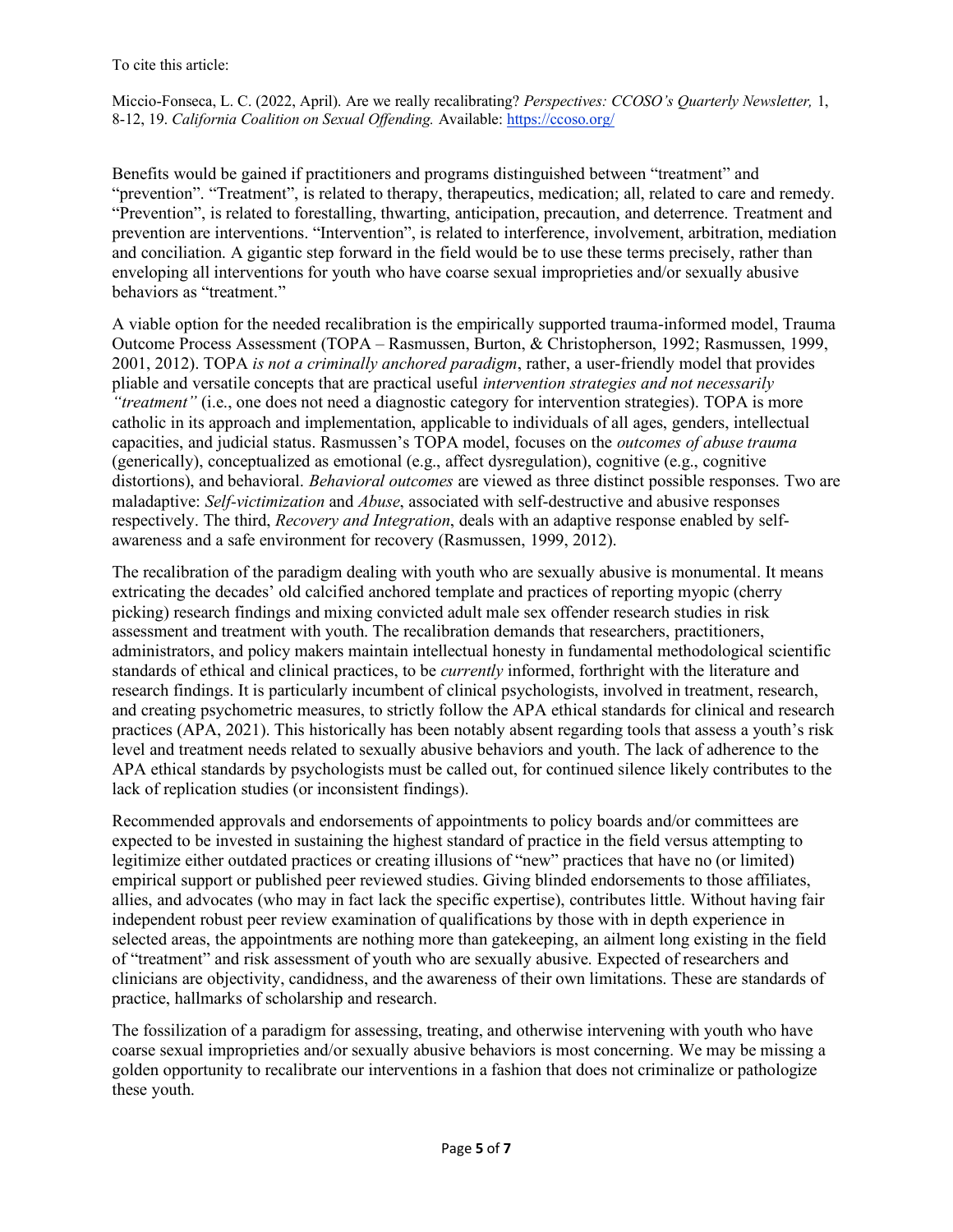To cite this article:

Miccio-Fonseca, L. C. (2022, April). Are we really recalibrating? *Perspectives: CCOSO's Quarterly Newsletter,* 1, 8-12, 19. *California Coalition on Sexual Offending.* Available: https://ccoso.org/

Benefits would be gained if practitioners and programs distinguished between "treatment" and "prevention". "Treatment", is related to therapy, therapeutics, medication; all, related to care and remedy. "Prevention", is related to forestalling, thwarting, anticipation, precaution, and deterrence. Treatment and prevention are interventions. "Intervention", is related to interference, involvement, arbitration, mediation and conciliation. A gigantic step forward in the field would be to use these terms precisely, rather than enveloping all interventions for youth who have coarse sexual improprieties and/or sexually abusive behaviors as "treatment."

A viable option for the needed recalibration is the empirically supported trauma-informed model, Trauma Outcome Process Assessment (TOPA – Rasmussen, Burton, & Christopherson, 1992; Rasmussen, 1999, 2001, 2012). TOPA *is not a criminally anchored paradigm*, rather, a user-friendly model that provides pliable and versatile concepts that are practical useful *intervention strategies and not necessarily "treatment"* (i.e., one does not need a diagnostic category for intervention strategies). TOPA is more catholic in its approach and implementation, applicable to individuals of all ages, genders, intellectual capacities, and judicial status. Rasmussen's TOPA model, focuses on the *outcomes of abuse trauma* (generically), conceptualized as emotional (e.g., affect dysregulation), cognitive (e.g., cognitive distortions), and behavioral. *Behavioral outcomes* are viewed as three distinct possible responses. Two are maladaptive: *Self-victimization* and *Abuse*, associated with self-destructive and abusive responses respectively. The third, *Recovery and Integration*, deals with an adaptive response enabled by self-awareness and a safe environment for recovery (Rasmussen, 1999, 2012).

The recalibration of the paradigm dealing with youth who are sexually abusive is monumental. It means extricating the decades' old calcified anchored template and practices of reporting myopic (cherry picking) research findings and mixing convicted adult male sex offender research studies in risk assessment and treatment with youth. The recalibration demands that researchers, practitioners, administrators, and policy makers maintain intellectual honesty in fundamental methodological scientific standards of ethical and clinical practices, to be *currently* informed, forthright with the literature and research findings. It is particularly incumbent of clinical psychologists, involved in treatment, research, and creating psychometric measures, to strictly follow the APA ethical standards for clinical and research practices (APA, 2021). This historically has been notably absent regarding tools that assess a youth's risk level and treatment needs related to sexually abusive behaviors and youth. The lack of adherence to the APA ethical standards by psychologists must be called out, for continued silence likely contributes to the lack of replication studies (or inconsistent findings).

Recommended approvals and endorsements of appointments to policy boards and/or committees are expected to be invested in sustaining the highest standard of practice in the field versus attempting to legitimize either outdated practices or creating illusions of "new" practices that have no (or limited) empirical support or published peer reviewed studies. Giving blinded endorsements to those affiliates, allies, and advocates (who may in fact lack the specific expertise), contributes little. Without having fair independent robust peer review examination of qualifications by those with in depth experience in selected areas, the appointments are nothing more than gatekeeping, an ailment long existing in the field of "treatment" and risk assessment of youth who are sexually abusive. Expected of researchers and clinicians are objectivity, candidness, and the awareness of their own limitations. These are standards of practice, hallmarks of scholarship and research.

The fossilization of a paradigm for assessing, treating, and otherwise intervening with youth who have coarse sexual improprieties and/or sexually abusive behaviors is most concerning. We may be missing a golden opportunity to recalibrate our interventions in a fashion that does not criminalize or pathologize these youth.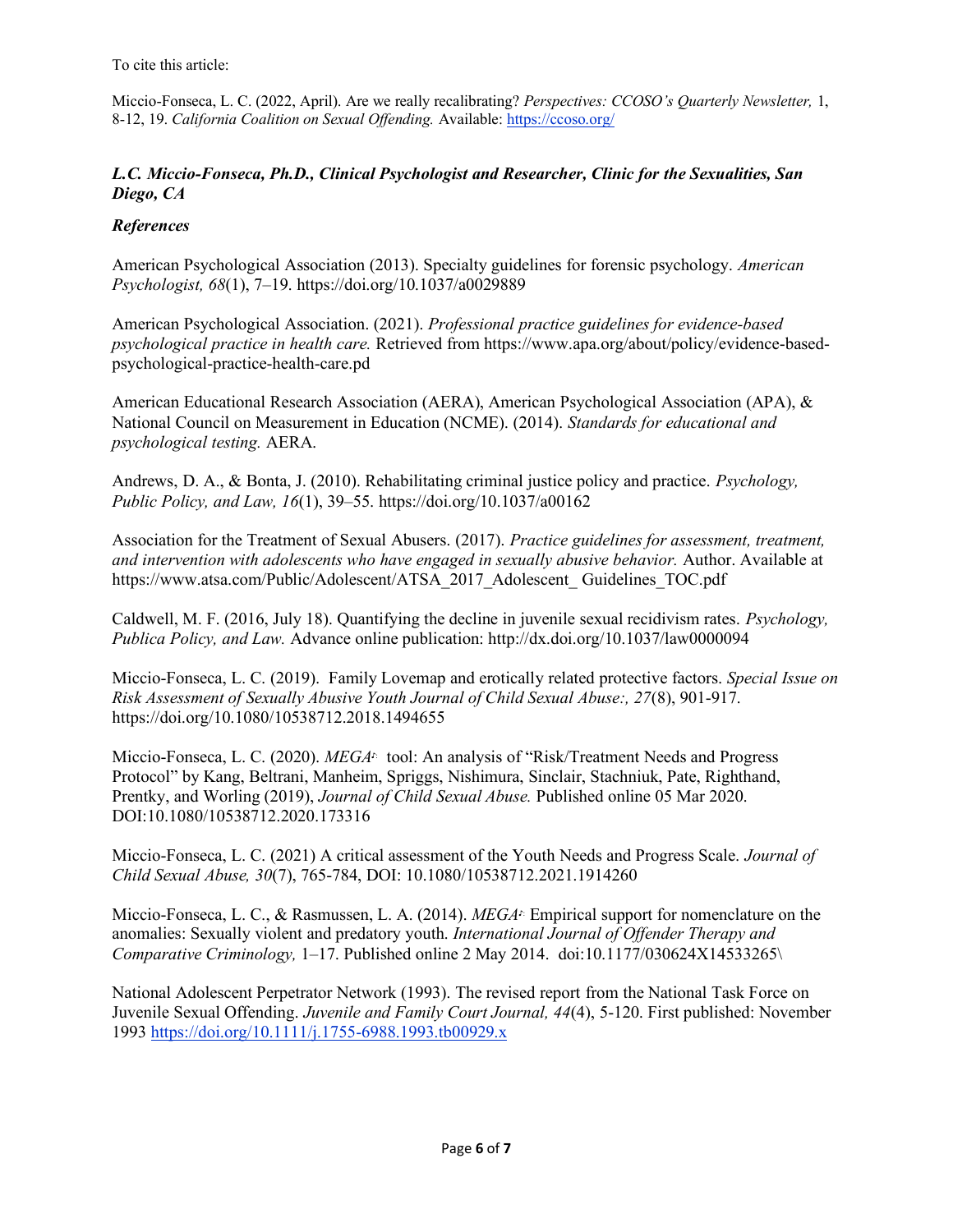To cite this article:

Miccio-Fonseca, L. C. (2022, April). Are we really recalibrating? *Perspectives: CCOSO's Quarterly Newsletter,* 1, 8-12, 19. *California Coalition on Sexual Offending.* Available: https://ccoso.org/

***L.C. Miccio-Fonseca, Ph.D., Clinical Psychologist and Researcher, Clinic for the Sexualities, San Diego, CA***

***References***

American Psychological Association (2013). Specialty guidelines for forensic psychology. *American Psychologist, 68*(1), 7–19. https://doi.org/10.1037/a0029889

American Psychological Association. (2021). *Professional practice guidelines for evidence-based psychological practice in health care.* Retrieved from https://www.apa.org/about/policy/evidence-based-psychological-practice-health-care.pd

American Educational Research Association (AERA), American Psychological Association (APA), & National Council on Measurement in Education (NCME). (2014). *Standards for educational and psychological testing.* AERA.

Andrews, D. A., & Bonta, J. (2010). Rehabilitating criminal justice policy and practice. *Psychology, Public Policy, and Law, 16*(1), 39–55. https://doi.org/10.1037/a00162

Association for the Treatment of Sexual Abusers. (2017). *Practice guidelines for assessment, treatment, and intervention with adolescents who have engaged in sexually abusive behavior.* Author. Available at https://www.atsa.com/Public/Adolescent/ATSA_2017_Adolescent_ Guidelines_TOC.pdf

Caldwell, M. F. (2016, July 18). Quantifying the decline in juvenile sexual recidivism rates. *Psychology, Publica Policy, and Law.* Advance online publication: http://dx.doi.org/10.1037/law0000094

Miccio-Fonseca, L. C. (2019). Family Lovemap and erotically related protective factors. *Special Issue on Risk Assessment of Sexually Abusive Youth Journal of Child Sexual Abuse:, 27*(8), 901-917. https://doi.org/10.1080/10538712.2018.1494655

Miccio-Fonseca, L. C. (2020). *MEGA♪* tool: An analysis of "Risk/Treatment Needs and Progress Protocol" by Kang, Beltrani, Manheim, Spriggs, Nishimura, Sinclair, Stachniuk, Pate, Righthand, Prentky, and Worling (2019), *Journal of Child Sexual Abuse.* Published online 05 Mar 2020. DOI:10.1080/10538712.2020.173316

Miccio-Fonseca, L. C. (2021) A critical assessment of the Youth Needs and Progress Scale. *Journal of Child Sexual Abuse, 30*(7), 765-784, DOI: 10.1080/10538712.2021.1914260

Miccio-Fonseca, L. C., & Rasmussen, L. A. (2014). *MEGA♪* Empirical support for nomenclature on the anomalies: Sexually violent and predatory youth. *International Journal of Offender Therapy and Comparative Criminology,* 1–17. Published online 2 May 2014. doi:10.1177/030624X14533265\

National Adolescent Perpetrator Network (1993). The revised report from the National Task Force on Juvenile Sexual Offending. *Juvenile and Family Court Journal, 44*(4), 5-120. First published: November 1993 https://doi.org/10.1111/j.1755-6988.1993.tb00929.x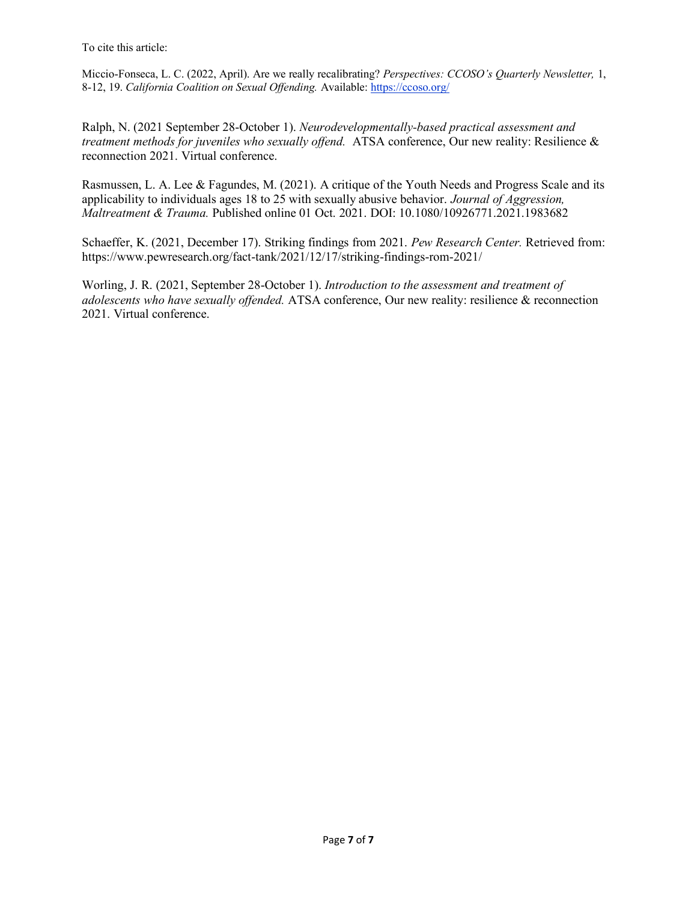To cite this article:

Miccio-Fonseca, L. C. (2022, April). Are we really recalibrating? *Perspectives: CCOSO's Quarterly Newsletter,* 1, 8-12, 19. *California Coalition on Sexual Offending.* Available: https://ccoso.org/

Ralph, N. (2021 September 28-October 1). *Neurodevelopmentally-based practical assessment and treatment methods for juveniles who sexually offend.* ATSA conference, Our new reality: Resilience & reconnection 2021. Virtual conference.

Rasmussen, L. A. Lee & Fagundes, M. (2021). A critique of the Youth Needs and Progress Scale and its applicability to individuals ages 18 to 25 with sexually abusive behavior. *Journal of Aggression, Maltreatment & Trauma.* Published online 01 Oct. 2021. DOI: 10.1080/10926771.2021.1983682

Schaeffer, K. (2021, December 17). Striking findings from 2021. *Pew Research Center.* Retrieved from: https://www.pewresearch.org/fact-tank/2021/12/17/striking-findings-rom-2021/

Worling, J. R. (2021, September 28-October 1). *Introduction to the assessment and treatment of adolescents who have sexually offended.* ATSA conference, Our new reality: resilience & reconnection 2021. Virtual conference.